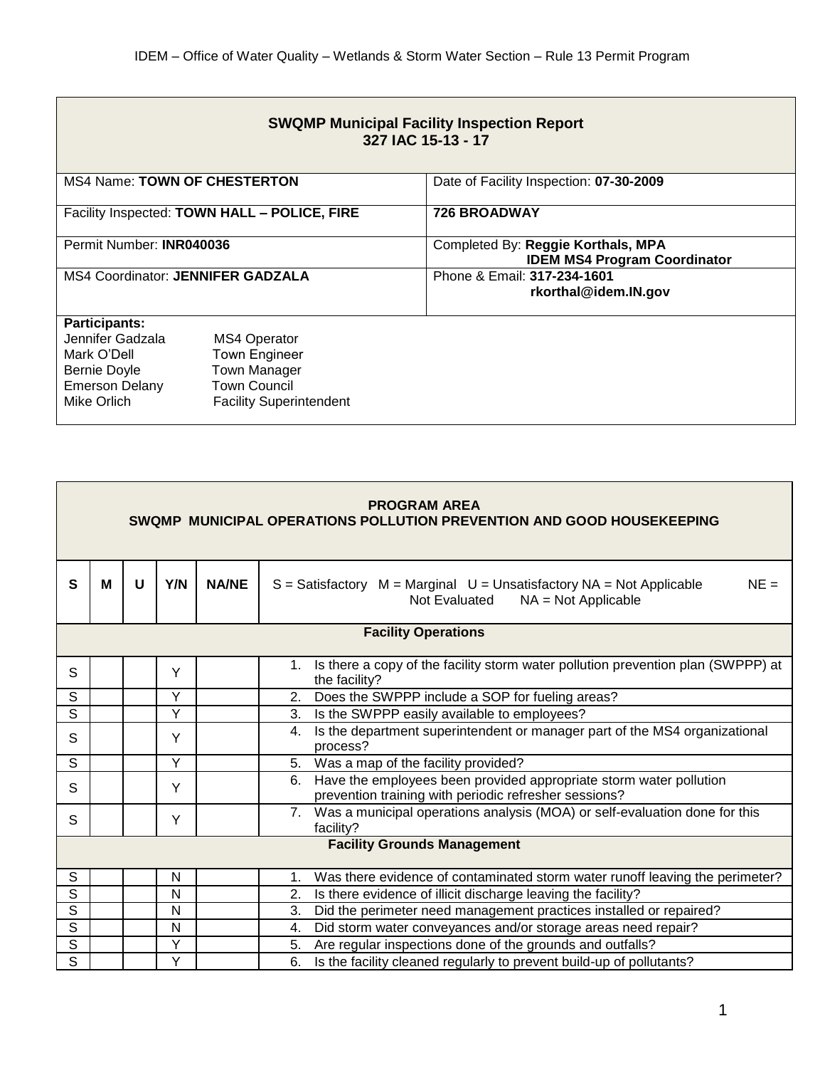IDEM – Office of Water Quality – Wetlands & Storm Water Section – Rule 13 Permit Program

| **SWQMP Municipal Facility Inspection Report 327 IAC 15-13 - 17** | |
|---|---|
| MS4 Name: **TOWN OF CHESTERTON** | Date of Facility Inspection: **07-30-2009** |
| Facility Inspected: **TOWN HALL – POLICE, FIRE** | **726 BROADWAY** |
| Permit Number: **INR040036** | Completed By: **Reggie Korthals, MPA IDEM MS4 Program Coordinator** |
| MS4 Coordinator: **JENNIFER GADZALA** | Phone & Email: **317-234-1601 rkorthal@idem.IN.gov** |

**Participants:**

| Name | Role |
|---|---|
| Jennifer Gadzala | MS4 Operator |
| Mark O'Dell | Town Engineer |
| Bernie Doyle | Town Manager |
| Emerson Delany | Town Council |
| Mike Orlich | Facility Superintendent |

**PROGRAM AREA**
**SWQMP MUNICIPAL OPERATIONS POLLUTION PREVENTION AND GOOD HOUSEKEEPING**

| S | M | U | Y/N | NA/NE | S = Satisfactory M = Marginal U = Unsatisfactory NA = Not Applicable NE = Not Evaluated NA = Not Applicable |
|---|---|---|---|---|---|
| | | | | | **Facility Operations** |
| S | | | Y | | 1. Is there a copy of the facility storm water pollution prevention plan (SWPPP) at the facility? |
| S | | | Y | | 2. Does the SWPPP include a SOP for fueling areas? |
| S | | | Y | | 3. Is the SWPPP easily available to employees? |
| S | | | Y | | 4. Is the department superintendent or manager part of the MS4 organizational process? |
| S | | | Y | | 5. Was a map of the facility provided? |
| S | | | Y | | 6. Have the employees been provided appropriate storm water pollution prevention training with periodic refresher sessions? |
| S | | | Y | | 7. Was a municipal operations analysis (MOA) or self-evaluation done for this facility? |
| | | | | | **Facility Grounds Management** |
| S | | | N | | 1. Was there evidence of contaminated storm water runoff leaving the perimeter? |
| S | | | N | | 2. Is there evidence of illicit discharge leaving the facility? |
| S | | | N | | 3. Did the perimeter need management practices installed or repaired? |
| S | | | N | | 4. Did storm water conveyances and/or storage areas need repair? |
| S | | | Y | | 5. Are regular inspections done of the grounds and outfalls? |
| S | | | Y | | 6. Is the facility cleaned regularly to prevent build-up of pollutants? |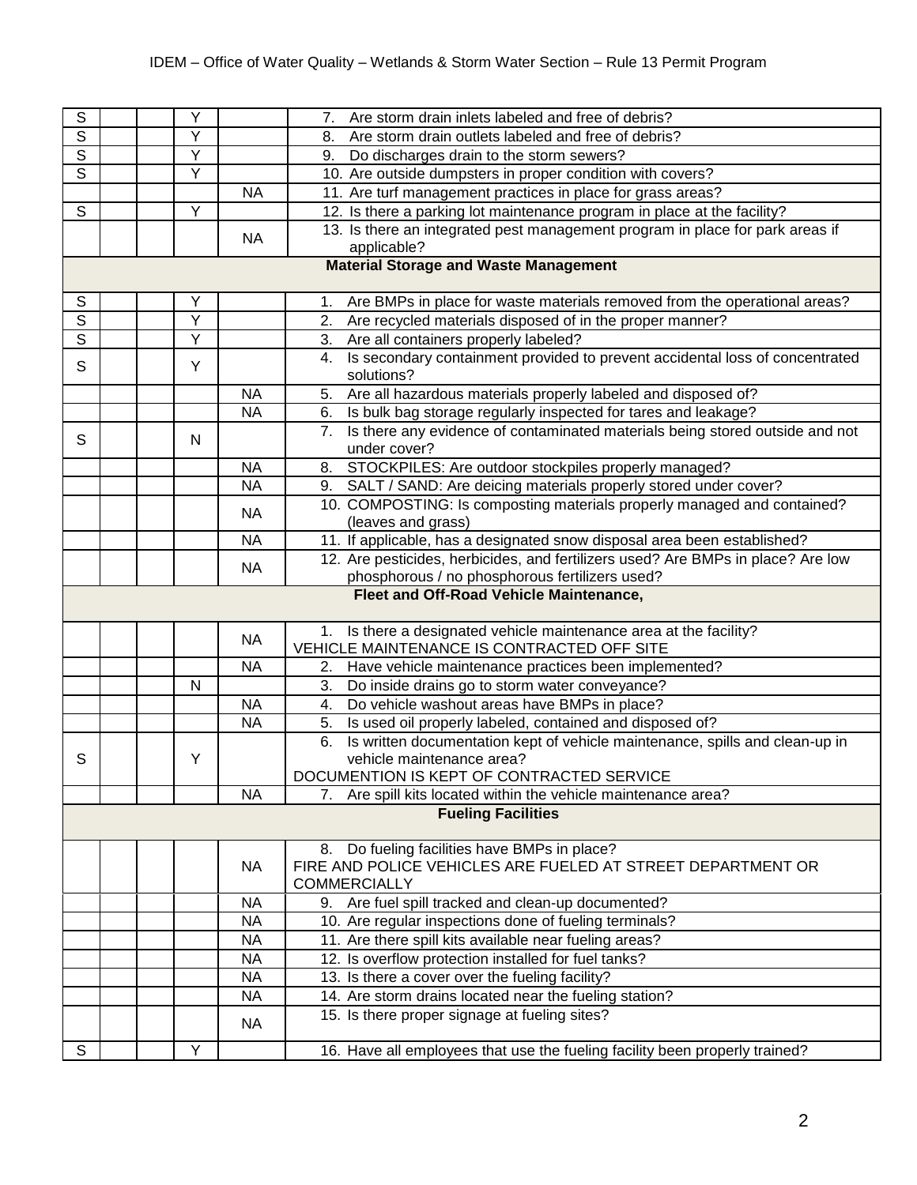| | | | | | |
|---|---|---|---|---|---|
| S | | | Y | | 7. Are storm drain inlets labeled and free of debris? |
| S | | | Y | | 8. Are storm drain outlets labeled and free of debris? |
| S | | | Y | | 9. Do discharges drain to the storm sewers? |
| S | | | Y | | 10. Are outside dumpsters in proper condition with covers? |
| | | | | NA | 11. Are turf management practices in place for grass areas? |
| S | | | Y | | 12. Is there a parking lot maintenance program in place at the facility? |
| | | | | NA | 13. Is there an integrated pest management program in place for park areas if applicable? |
| **Material Storage and Waste Management** | | | | | |
| S | | | Y | | 1. Are BMPs in place for waste materials removed from the operational areas? |
| S | | | Y | | 2. Are recycled materials disposed of in the proper manner? |
| S | | | Y | | 3. Are all containers properly labeled? |
| S | | | Y | | 4. Is secondary containment provided to prevent accidental loss of concentrated solutions? |
| | | | | NA | 5. Are all hazardous materials properly labeled and disposed of? |
| | | | | NA | 6. Is bulk bag storage regularly inspected for tares and leakage? |
| S | | | N | | 7. Is there any evidence of contaminated materials being stored outside and not under cover? |
| | | | | NA | 8. STOCKPILES: Are outdoor stockpiles properly managed? |
| | | | | NA | 9. SALT / SAND: Are deicing materials properly stored under cover? |
| | | | | NA | 10. COMPOSTING: Is composting materials properly managed and contained? (leaves and grass) |
| | | | | NA | 11. If applicable, has a designated snow disposal area been established? |
| | | | | NA | 12. Are pesticides, herbicides, and fertilizers used? Are BMPs in place? Are low phosphorous / no phosphorous fertilizers used? |
| **Fleet and Off-Road Vehicle Maintenance,** | | | | | |
| | | | | NA | 1. Is there a designated vehicle maintenance area at the facility? VEHICLE MAINTENANCE IS CONTRACTED OFF SITE |
| | | | | NA | 2. Have vehicle maintenance practices been implemented? |
| | | | N | | 3. Do inside drains go to storm water conveyance? |
| | | | | NA | 4. Do vehicle washout areas have BMPs in place? |
| | | | | NA | 5. Is used oil properly labeled, contained and disposed of? |
| S | | | Y | | 6. Is written documentation kept of vehicle maintenance, spills and clean-up in vehicle maintenance area? DOCUMENTION IS KEPT OF CONTRACTED SERVICE |
| | | | | NA | 7. Are spill kits located within the vehicle maintenance area? |
| **Fueling Facilities** | | | | | |
| | | | | NA | 8. Do fueling facilities have BMPs in place? FIRE AND POLICE VEHICLES ARE FUELED AT STREET DEPARTMENT OR COMMERCIALLY |
| | | | | NA | 9. Are fuel spill tracked and clean-up documented? |
| | | | | NA | 10. Are regular inspections done of fueling terminals? |
| | | | | NA | 11. Are there spill kits available near fueling areas? |
| | | | | NA | 12. Is overflow protection installed for fuel tanks? |
| | | | | NA | 13. Is there a cover over the fueling facility? |
| | | | | NA | 14. Are storm drains located near the fueling station? |
| | | | | NA | 15. Is there proper signage at fueling sites? |
| S | | | Y | | 16. Have all employees that use the fueling facility been properly trained? |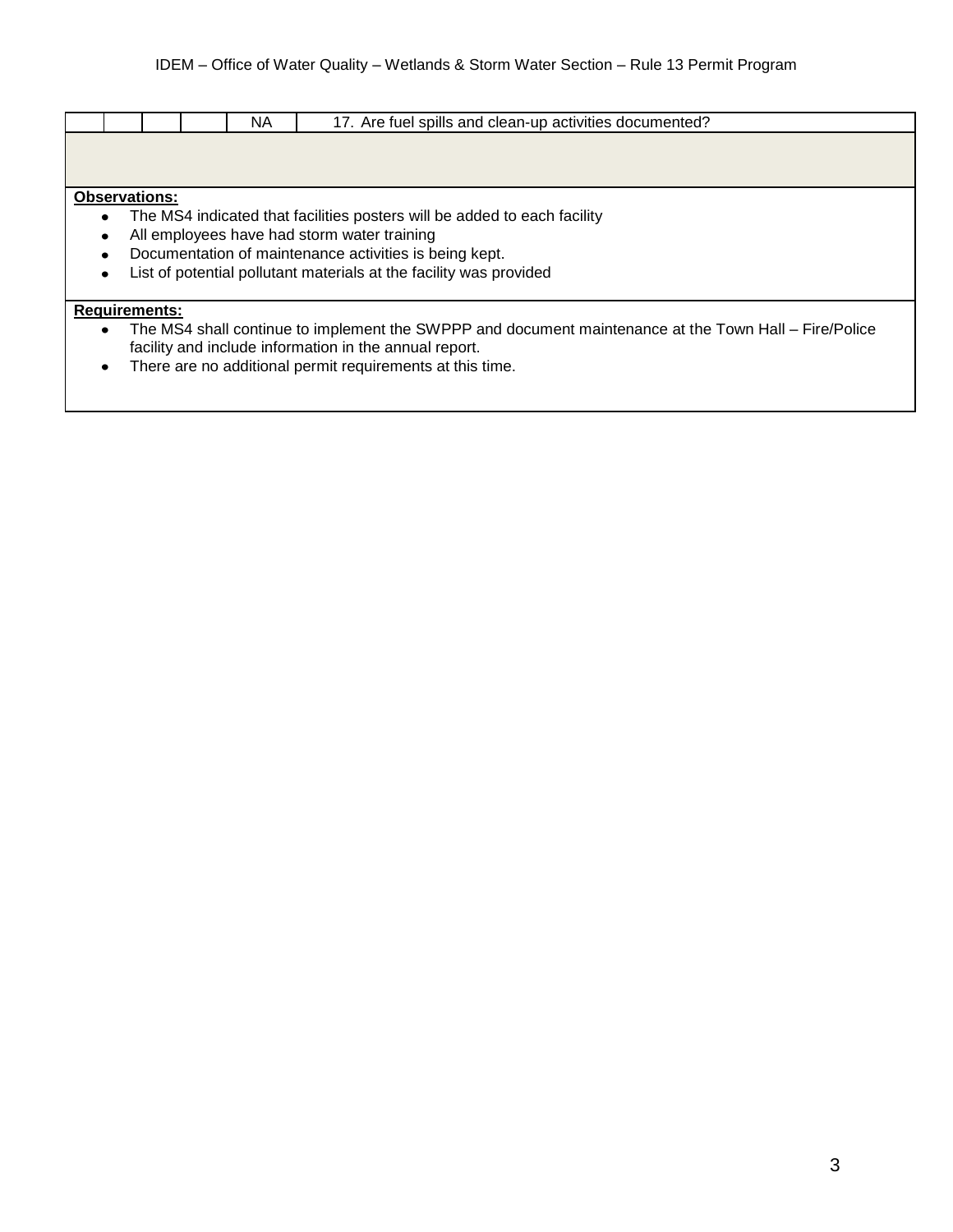| | | | | | |
|---|---|---|---|---|---|
| | | | | NA | 17. Are fuel spills and clean-up activities documented? |

**Observations:**

- The MS4 indicated that facilities posters will be added to each facility
- All employees have had storm water training
- Documentation of maintenance activities is being kept.
- List of potential pollutant materials at the facility was provided

**Requirements:**

- The MS4 shall continue to implement the SWPPP and document maintenance at the Town Hall – Fire/Police facility and include information in the annual report.
- There are no additional permit requirements at this time.